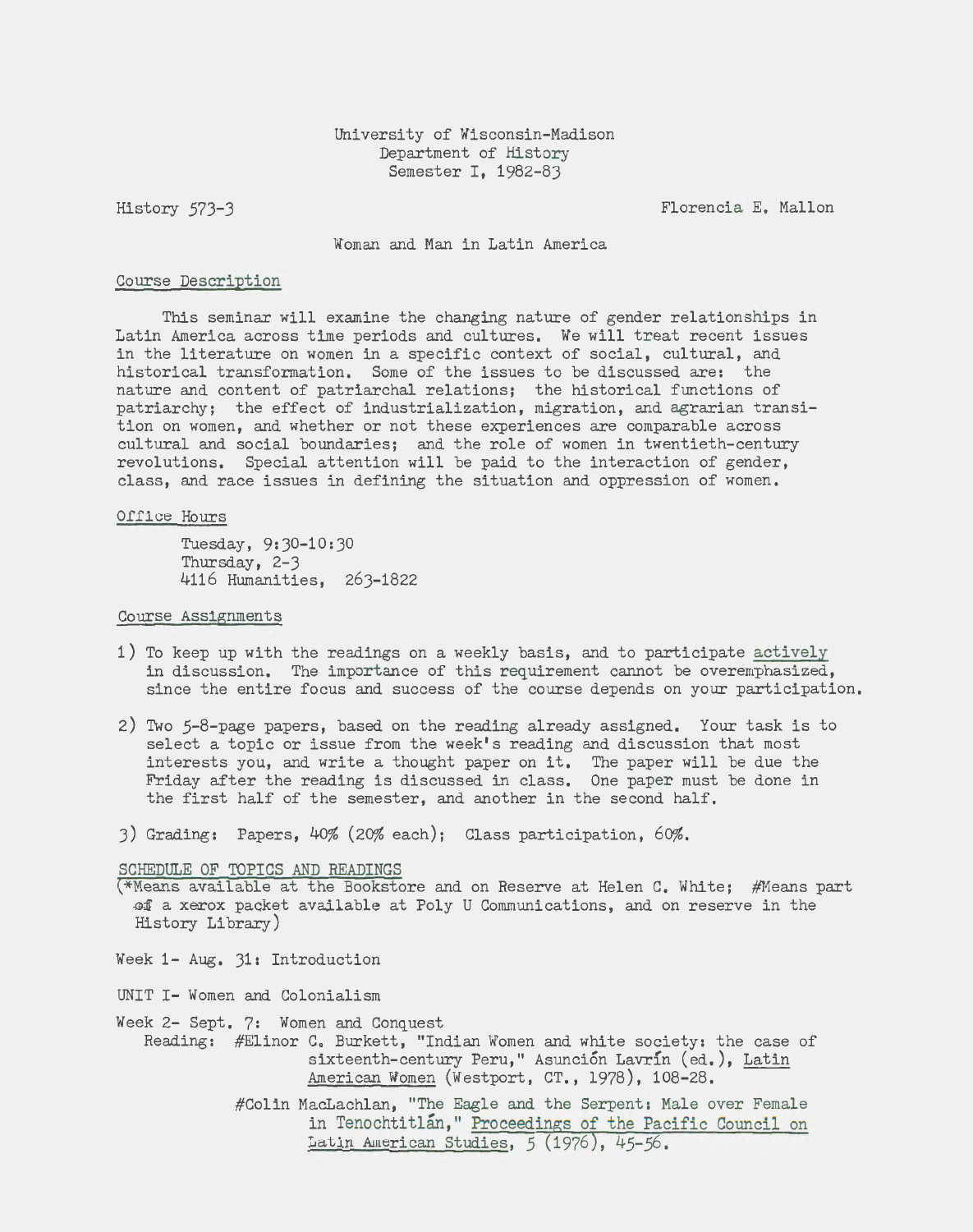University of Wisconsin-Madison
Department of History
Semester I, 1982-83

History 573-3

Florencia E. Mallon

Woman and Man in Latin America

## Course Description

This seminar will examine the changing nature of gender relationships in Latin America across time periods and cultures. We will treat recent issues in the literature on women in a specific context of social, cultural, and historical transformation. Some of the issues to be discussed are: the nature and content of patriarchal relations; the historical functions of patriarchy; the effect of industrialization, migration, and agrarian transition on women, and whether or not these experiences are comparable across cultural and social boundaries; and the role of women in twentieth-century revolutions. Special attention will be paid to the interaction of gender, class, and race issues in defining the situation and oppression of women.

## Office Hours

Tuesday, 9:30-10:30
Thursday, 2-3
4116 Humanities, 263-1822

## Course Assignments

1) To keep up with the readings on a weekly basis, and to participate actively in discussion. The importance of this requirement cannot be overemphasized, since the entire focus and success of the course depends on your participation.

2) Two 5-8-page papers, based on the reading already assigned. Your task is to select a topic or issue from the week's reading and discussion that most interests you, and write a thought paper on it. The paper will be due the Friday after the reading is discussed in class. One paper must be done in the first half of the semester, and another in the second half.

3) Grading: Papers, 40% (20% each); Class participation, 60%.

## SCHEDULE OF TOPICS AND READINGS

(*Means available at the Bookstore and on Reserve at Helen C. White; #Means part of a xerox packet available at Poly U Communications, and on reserve in the History Library)

Week 1- Aug. 31: Introduction

UNIT I- Women and Colonialism

Week 2- Sept. 7: Women and Conquest

Reading: #Elinor C. Burkett, "Indian Women and white society: the case of sixteenth-century Peru," Asunción Lavrín (ed.), Latin American Women (Westport, CT., 1978), 108-28.

#Colin MacLachlan, "The Eagle and the Serpent: Male over Female in Tenochtitlán," Proceedings of the Pacific Council on Latin American Studies, 5 (1976), 45-56.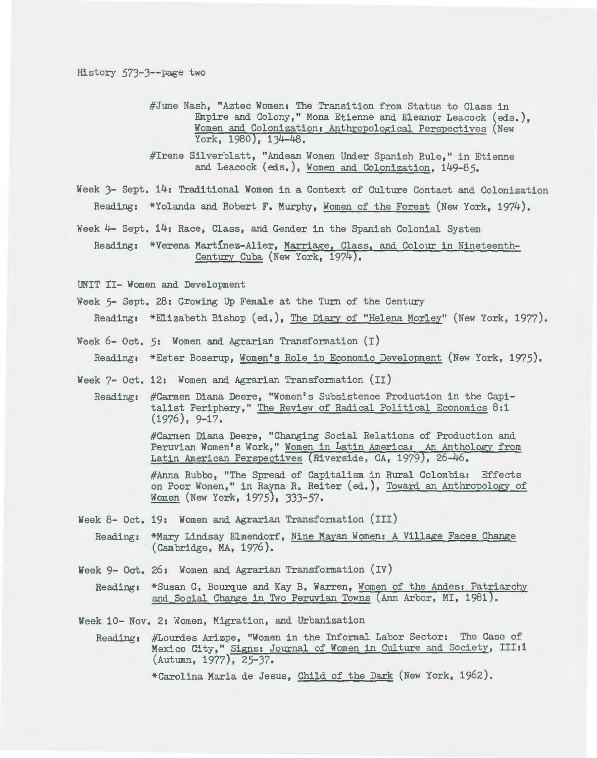#June Nash, "Aztec Women: The Transition from Status to Class in Empire and Colony," Mona Etienne and Eleanor Leacock (eds.), Women and Colonization: Anthropological Perspectives (New York, 1980), 134-48.

#Irene Silverblatt, "Andean Women Under Spanish Rule," in Etienne and Leacock (eds.), Women and Colonization, 149-85.

Week 3- Sept. 14: Traditional Women in a Context of Culture Contact and Colonization

Reading: *Yolanda and Robert F. Murphy, Women of the Forest (New York, 1974).

Week 4- Sept. 14: Race, Class, and Gender in the Spanish Colonial System

Reading: *Verena Martínez-Alier, Marriage, Class, and Colour in Nineteenth-Century Cuba (New York, 1974).

UNIT II- Women and Development

Week 5- Sept. 28: Growing Up Female at the Turn of the Century

Reading: *Elizabeth Bishop (ed.), The Diary of "Helena Morley" (New York, 1977).

Week 6- Oct. 5: Women and Agrarian Transformation (I)

Reading: *Ester Boserup, Women's Role in Economic Development (New York, 1975).

Week 7- Oct. 12: Women and Agrarian Transformation (II)

Reading: #Carmen Diana Deere, "Women's Subsistence Production in the Capitalist Periphery," The Review of Radical Political Economics 8:1 (1976), 9-17.

#Carmen Diana Deere, "Changing Social Relations of Production and Peruvian Women's Work," Women in Latin America: An Anthology from Latin American Perspectives (Riverside, CA, 1979), 26-46.

#Anna Rubbo, "The Spread of Capitalism in Rural Colombia: Effects on Poor Women," in Rayna R. Reiter (ed.), Toward an Anthropology of Women (New York, 1975), 333-57.

Week 8- Oct. 19: Women and Agrarian Transformation (III)

Reading: *Mary Lindsay Elmendorf, Nine Mayan Women: A Village Faces Change (Cambridge, MA, 1976).

Week 9- Oct. 26: Women and Agrarian Transformation (IV)

Reading: *Susan C. Bourque and Kay B. Warren, Women of the Andes: Patriarchy and Social Change in Two Peruvian Towns (Ann Arbor, MI, 1981).

Week 10- Nov. 2: Women, Migration, and Urbanization

Reading: #Lourdes Arizpe, "Women in the Informal Labor Sector: The Case of Mexico City," Signs: Journal of Women in Culture and Society, III:1 (Autumn, 1977), 25-37.

*Carolina Maria de Jesus, Child of the Dark (New York, 1962).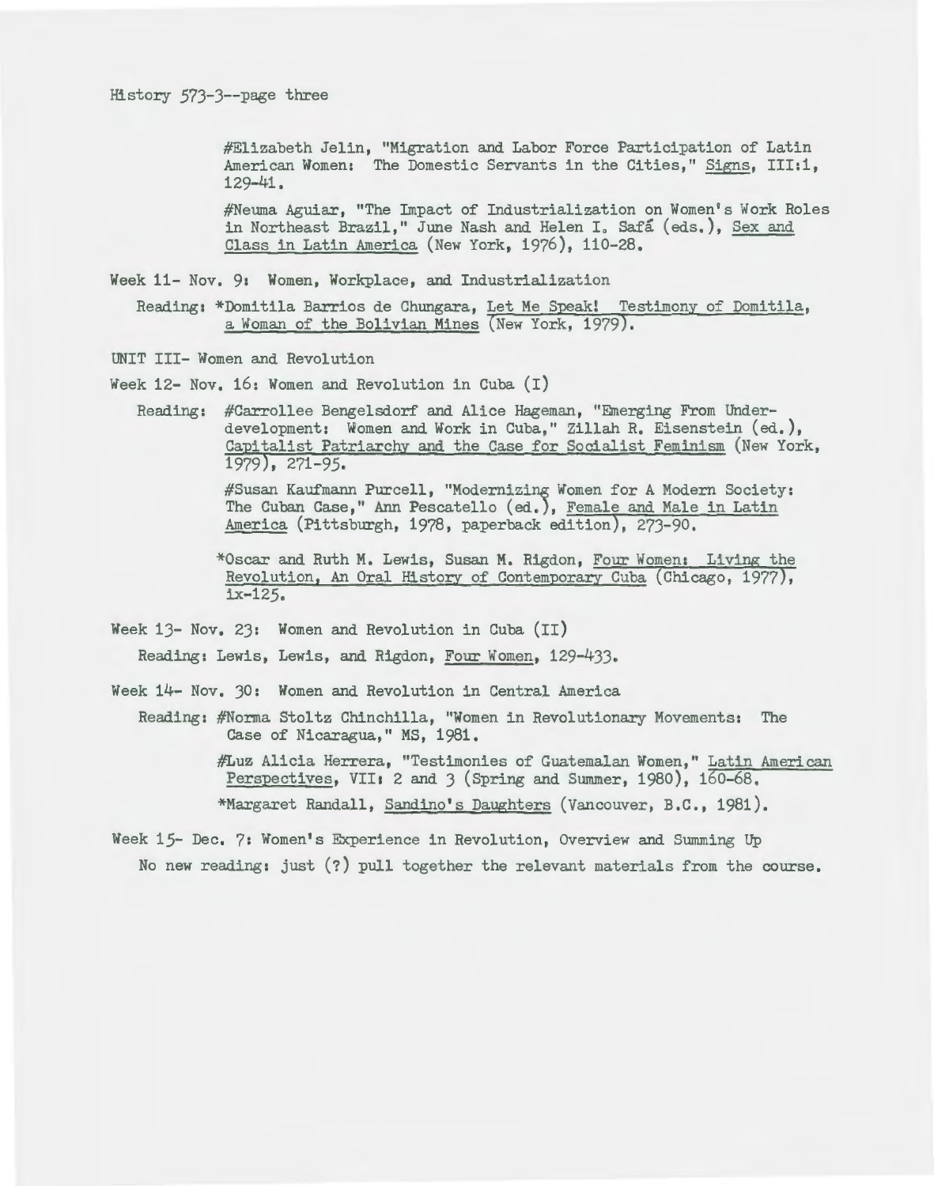#Elizabeth Jelin, "Migration and Labor Force Participation of Latin American Women: The Domestic Servants in the Cities," Signs, III:1, 129-41.

#Neuma Aguiar, "The Impact of Industrialization on Women's Work Roles in Northeast Brazil," June Nash and Helen I. Safá (eds.), Sex and Class in Latin America (New York, 1976), 110-28.

Week 11- Nov. 9: Women, Workplace, and Industrialization

Reading: *Domitila Barrios de Chungara, Let Me Speak! Testimony of Domitila, a Woman of the Bolivian Mines (New York, 1979).

UNIT III- Women and Revolution

Week 12- Nov. 16: Women and Revolution in Cuba (I)

Reading: #Carrollee Bengelsdorf and Alice Hageman, "Emerging From Underdevelopment: Women and Work in Cuba," Zillah R. Eisenstein (ed.), Capitalist Patriarchy and the Case for Socialist Feminism (New York, 1979), 271-95.

#Susan Kaufmann Purcell, "Modernizing Women for A Modern Society: The Cuban Case," Ann Pescatello (ed.), Female and Male in Latin America (Pittsburgh, 1978, paperback edition), 273-90.

*Oscar and Ruth M. Lewis, Susan M. Rigdon, Four Women: Living the Revolution, An Oral History of Contemporary Cuba (Chicago, 1977), ix-125.

Week 13- Nov. 23: Women and Revolution in Cuba (II)

Reading: Lewis, Lewis, and Rigdon, Four Women, 129-433.

Week 14- Nov. 30: Women and Revolution in Central America

Reading: #Norma Stoltz Chinchilla, "Women in Revolutionary Movements: The Case of Nicaragua," MS, 1981.

#Luz Alicia Herrera, "Testimonies of Guatemalan Women," Latin American Perspectives, VII: 2 and 3 (Spring and Summer, 1980), 160-68.

*Margaret Randall, Sandino's Daughters (Vancouver, B.C., 1981).

Week 15- Dec. 7: Women's Experience in Revolution, Overview and Summing Up

No new reading: just (?) pull together the relevant materials from the course.